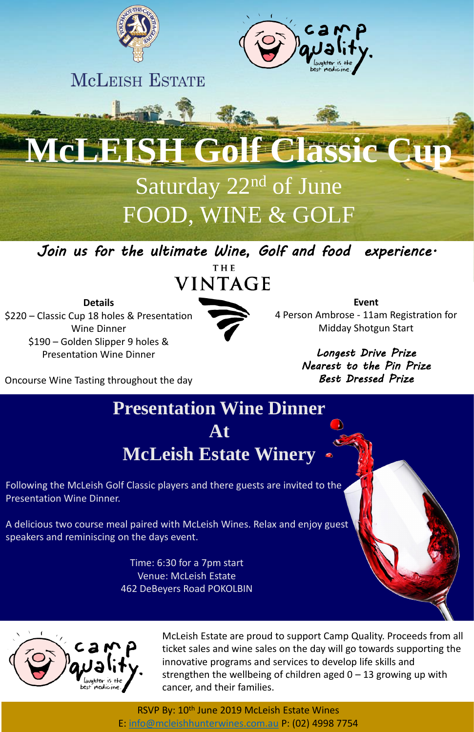McLeish Estate

camp quality. laughter is the best medicine.

# McLEISH Golf Classic Cup

## Saturday 22nd of June

## FOOD, WINE & GOLF

*Join us for the ultimate Wine, Golf and food experience.*

THE VINTAGE

**Details**

$220 – Classic Cup 18 holes & Presentation Wine Dinner

$190 – Golden Slipper 9 holes & Presentation Wine Dinner

Oncourse Wine Tasting throughout the day

**Event**

4 Person Ambrose - 11am Registration for Midday Shotgun Start

*Longest Drive Prize*

*Nearest to the Pin Prize*

*Best Dressed Prize*

## Presentation Wine Dinner At McLeish Estate Winery

Following the McLeish Golf Classic players and there guests are invited to the Presentation Wine Dinner.

A delicious two course meal paired with McLeish Wines. Relax and enjoy guest speakers and reminiscing on the days event.

Time: 6:30 for a 7pm start
Venue: McLeish Estate
462 DeBeyers Road POKOLBIN

camp quality. laughter is the best medicine.

McLeish Estate are proud to support Camp Quality. Proceeds from all ticket sales and wine sales on the day will go towards supporting the innovative programs and services to develop life skills and strengthen the wellbeing of children aged 0 – 13 growing up with cancer, and their families.

RSVP By: 10th June 2019 McLeish Estate Wines
E: info@mcleishhunterwines.com.au P: (02) 4998 7754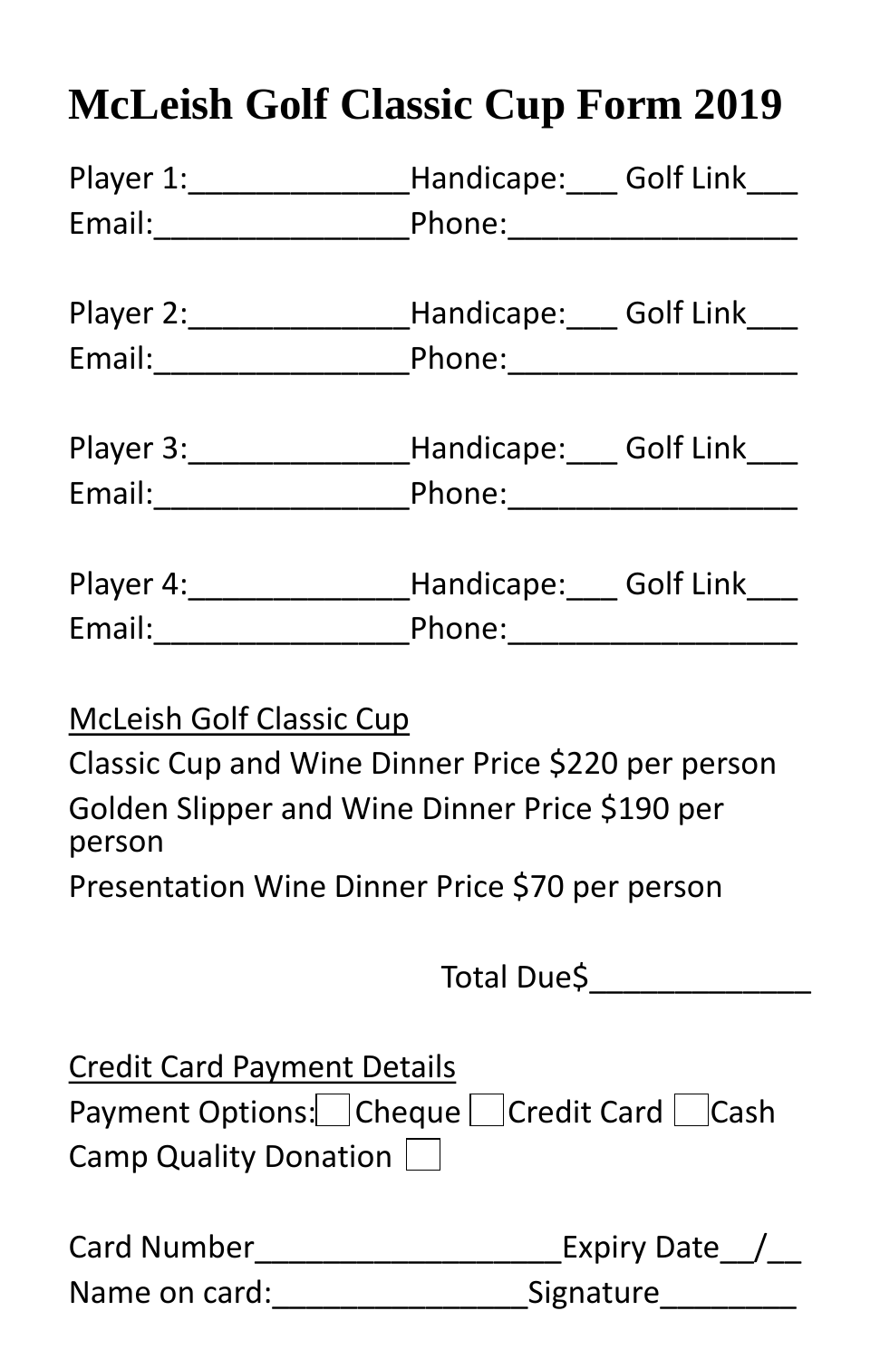# McLeish Golf Classic Cup Form 2019

Player 1:_____________Handicape:___ Golf Link___
Email:_______________Phone:_________________

Player 2:_____________Handicape:___ Golf Link___
Email:_______________Phone:_________________

Player 3:_____________Handicape:___ Golf Link___
Email:_______________Phone:_________________

Player 4:_____________Handicape:___ Golf Link___
Email:_______________Phone:_________________

<u>McLeish Golf Classic Cup</u>

Classic Cup and Wine Dinner Price $220 per person

Golden Slipper and Wine Dinner Price $190 per person

Presentation Wine Dinner Price $70 per person

Total Due$_____________

<u>Credit Card Payment Details</u>

Payment Options: ☐ Cheque ☐ Credit Card ☐ Cash

Camp Quality Donation ☐

Card Number__________________Expiry Date__/__
Name on card:_______________Signature________